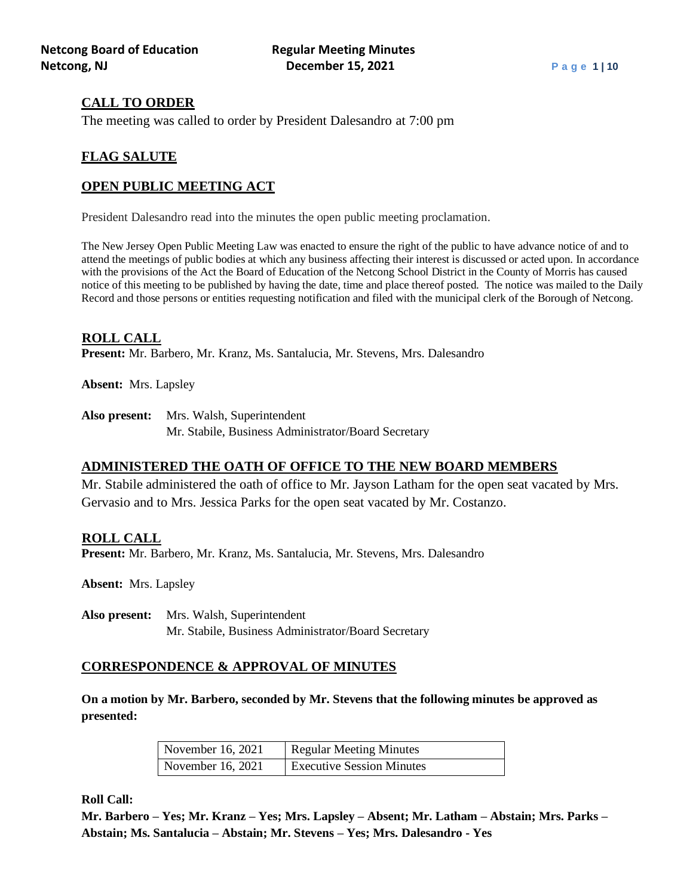## CALL TO ORDER

The meeting was called to order by President Dalesandro at 7:00 pm

## FLAG SALUTE

## OPEN PUBLIC MEETING ACT

President Dalesandro read into the minutes the open public meeting proclamation.

The New Jersey Open Public Meeting Law was enacted to ensure the right of the public to have advance notice of and to attend the meetings of public bodies at which any business affecting their interest is discussed or acted upon. In accordance with the provisions of the Act the Board of Education of the Netcong School District in the County of Morris has caused notice of this meeting to be published by having the date, time and place thereof posted. The notice was mailed to the Daily Record and those persons or entities requesting notification and filed with the municipal clerk of the Borough of Netcong.

## ROLL CALL

**Present:** Mr. Barbero, Mr. Kranz, Ms. Santalucia, Mr. Stevens, Mrs. Dalesandro

**Absent:** Mrs. Lapsley

**Also present:** Mrs. Walsh, Superintendent
Mr. Stabile, Business Administrator/Board Secretary

## ADMINISTERED THE OATH OF OFFICE TO THE NEW BOARD MEMBERS

Mr. Stabile administered the oath of office to Mr. Jayson Latham for the open seat vacated by Mrs. Gervasio and to Mrs. Jessica Parks for the open seat vacated by Mr. Costanzo.

## ROLL CALL

**Present:** Mr. Barbero, Mr. Kranz, Ms. Santalucia, Mr. Stevens, Mrs. Dalesandro

**Absent:** Mrs. Lapsley

**Also present:** Mrs. Walsh, Superintendent
Mr. Stabile, Business Administrator/Board Secretary

## CORRESPONDENCE & APPROVAL OF MINUTES

**On a motion by Mr. Barbero, seconded by Mr. Stevens that the following minutes be approved as presented:**

| | |
|---|---|
| November 16, 2021 | Regular Meeting Minutes |
| November 16, 2021 | Executive Session Minutes |

**Roll Call:**

**Mr. Barbero – Yes; Mr. Kranz – Yes; Mrs. Lapsley – Absent; Mr. Latham – Abstain; Mrs. Parks – Abstain; Ms. Santalucia – Abstain; Mr. Stevens – Yes; Mrs. Dalesandro - Yes**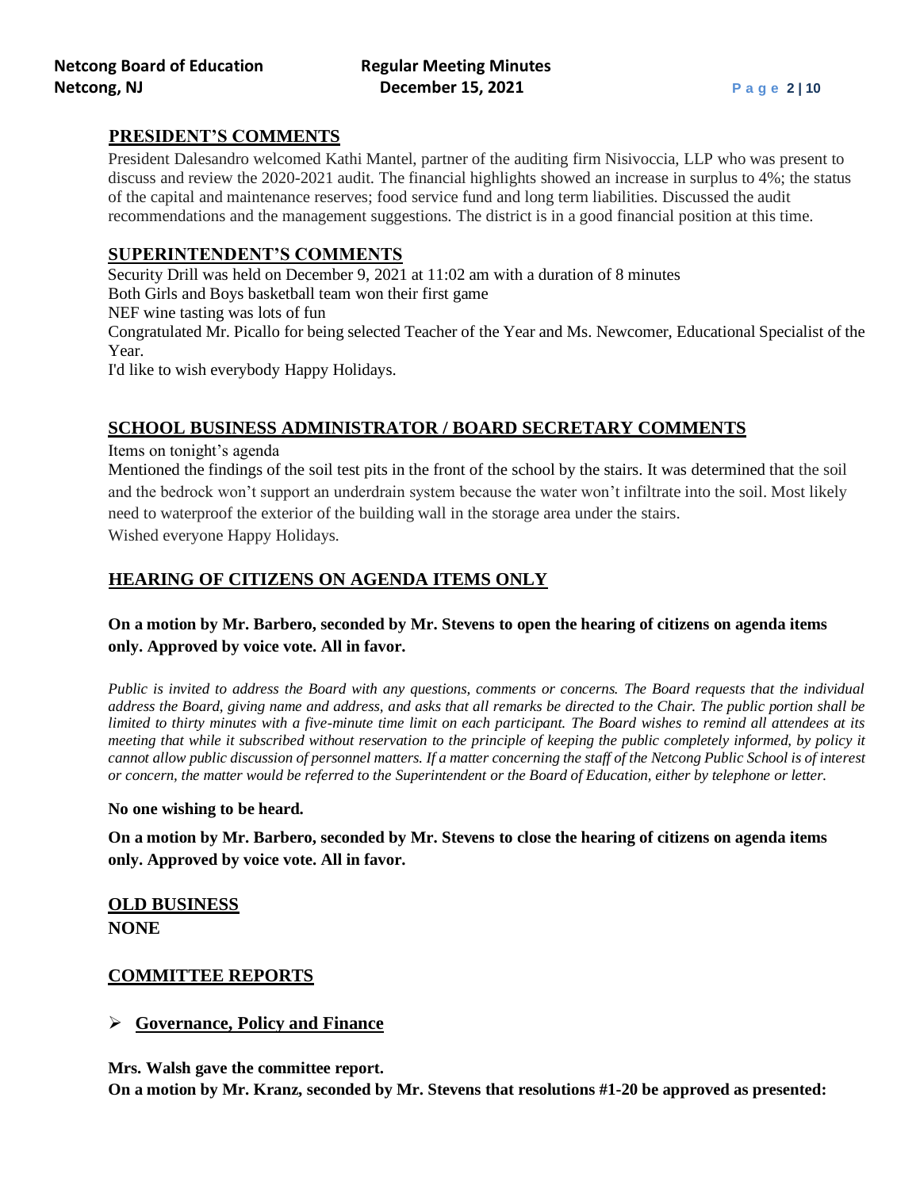## PRESIDENT'S COMMENTS

President Dalesandro welcomed Kathi Mantel, partner of the auditing firm Nisivoccia, LLP who was present to discuss and review the 2020-2021 audit. The financial highlights showed an increase in surplus to 4%; the status of the capital and maintenance reserves; food service fund and long term liabilities. Discussed the audit recommendations and the management suggestions. The district is in a good financial position at this time.

## SUPERINTENDENT'S COMMENTS

Security Drill was held on December 9, 2021 at 11:02 am with a duration of 8 minutes
Both Girls and Boys basketball team won their first game
NEF wine tasting was lots of fun
Congratulated Mr. Picallo for being selected Teacher of the Year and Ms. Newcomer, Educational Specialist of the Year.
I'd like to wish everybody Happy Holidays.

## SCHOOL BUSINESS ADMINISTRATOR / BOARD SECRETARY COMMENTS

Items on tonight's agenda
Mentioned the findings of the soil test pits in the front of the school by the stairs. It was determined that the soil and the bedrock won't support an underdrain system because the water won't infiltrate into the soil. Most likely need to waterproof the exterior of the building wall in the storage area under the stairs.
Wished everyone Happy Holidays.

## HEARING OF CITIZENS ON AGENDA ITEMS ONLY

**On a motion by Mr. Barbero, seconded by Mr. Stevens to open the hearing of citizens on agenda items only. Approved by voice vote. All in favor.**

*Public is invited to address the Board with any questions, comments or concerns. The Board requests that the individual address the Board, giving name and address, and asks that all remarks be directed to the Chair. The public portion shall be limited to thirty minutes with a five-minute time limit on each participant. The Board wishes to remind all attendees at its meeting that while it subscribed without reservation to the principle of keeping the public completely informed, by policy it cannot allow public discussion of personnel matters. If a matter concerning the staff of the Netcong Public School is of interest or concern, the matter would be referred to the Superintendent or the Board of Education, either by telephone or letter.*

**No one wishing to be heard.**

**On a motion by Mr. Barbero, seconded by Mr. Stevens to close the hearing of citizens on agenda items only. Approved by voice vote. All in favor.**

## OLD BUSINESS

**NONE**

## COMMITTEE REPORTS

- **Governance, Policy and Finance**

**Mrs. Walsh gave the committee report.**
**On a motion by Mr. Kranz, seconded by Mr. Stevens that resolutions #1-20 be approved as presented:**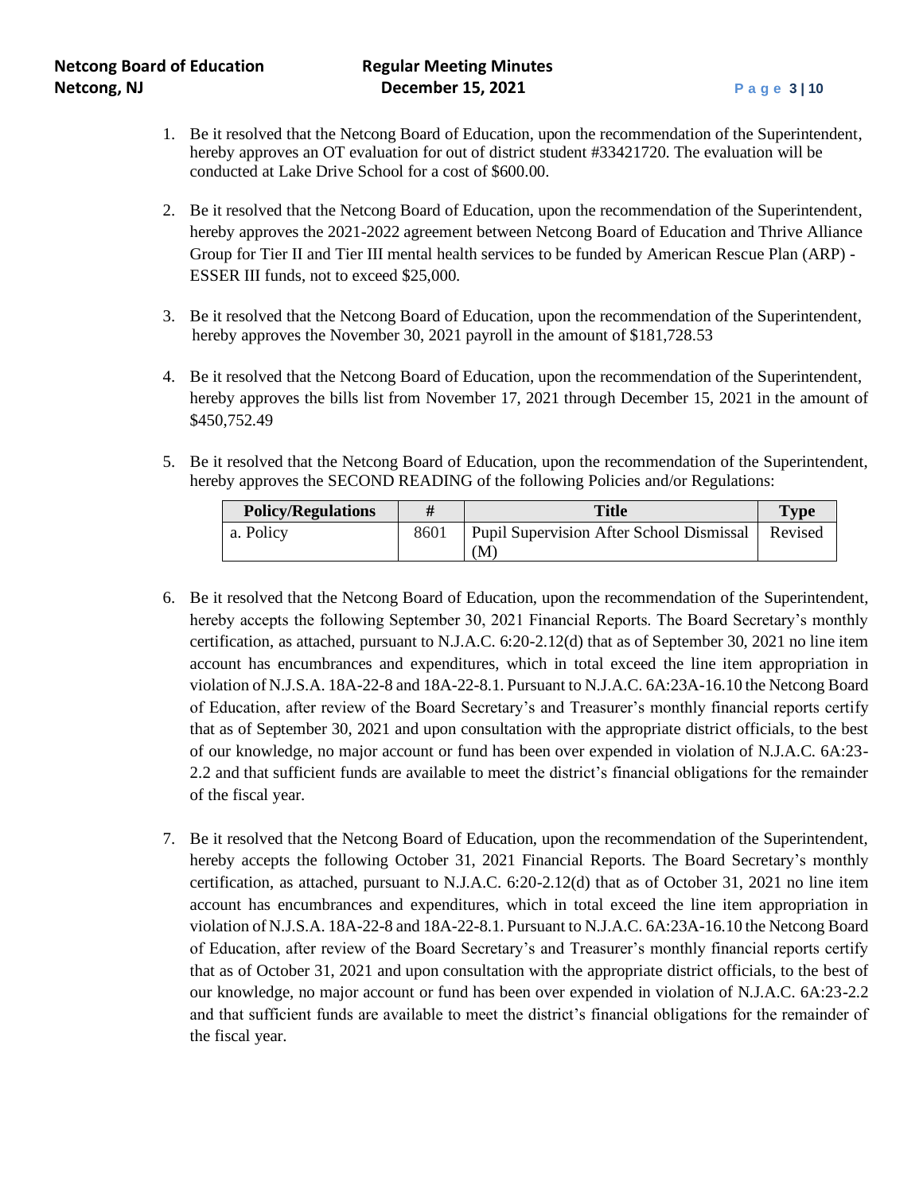1. Be it resolved that the Netcong Board of Education, upon the recommendation of the Superintendent, hereby approves an OT evaluation for out of district student #33421720. The evaluation will be conducted at Lake Drive School for a cost of $600.00.

2. Be it resolved that the Netcong Board of Education, upon the recommendation of the Superintendent, hereby approves the 2021-2022 agreement between Netcong Board of Education and Thrive Alliance Group for Tier II and Tier III mental health services to be funded by American Rescue Plan (ARP) - ESSER III funds, not to exceed $25,000.

3. Be it resolved that the Netcong Board of Education, upon the recommendation of the Superintendent, hereby approves the November 30, 2021 payroll in the amount of $181,728.53

4. Be it resolved that the Netcong Board of Education, upon the recommendation of the Superintendent, hereby approves the bills list from November 17, 2021 through December 15, 2021 in the amount of $450,752.49

5. Be it resolved that the Netcong Board of Education, upon the recommendation of the Superintendent, hereby approves the SECOND READING of the following Policies and/or Regulations:

| Policy/Regulations | # | Title | Type |
|---|---|---|---|
| a. Policy | 8601 | Pupil Supervision After School Dismissal (M) | Revised |

6. Be it resolved that the Netcong Board of Education, upon the recommendation of the Superintendent, hereby accepts the following September 30, 2021 Financial Reports. The Board Secretary's monthly certification, as attached, pursuant to N.J.A.C. 6:20-2.12(d) that as of September 30, 2021 no line item account has encumbrances and expenditures, which in total exceed the line item appropriation in violation of N.J.S.A. 18A-22-8 and 18A-22-8.1. Pursuant to N.J.A.C. 6A:23A-16.10 the Netcong Board of Education, after review of the Board Secretary's and Treasurer's monthly financial reports certify that as of September 30, 2021 and upon consultation with the appropriate district officials, to the best of our knowledge, no major account or fund has been over expended in violation of N.J.A.C. 6A:23-2.2 and that sufficient funds are available to meet the district's financial obligations for the remainder of the fiscal year.

7. Be it resolved that the Netcong Board of Education, upon the recommendation of the Superintendent, hereby accepts the following October 31, 2021 Financial Reports. The Board Secretary's monthly certification, as attached, pursuant to N.J.A.C. 6:20-2.12(d) that as of October 31, 2021 no line item account has encumbrances and expenditures, which in total exceed the line item appropriation in violation of N.J.S.A. 18A-22-8 and 18A-22-8.1. Pursuant to N.J.A.C. 6A:23A-16.10 the Netcong Board of Education, after review of the Board Secretary's and Treasurer's monthly financial reports certify that as of October 31, 2021 and upon consultation with the appropriate district officials, to the best of our knowledge, no major account or fund has been over expended in violation of N.J.A.C. 6A:23-2.2 and that sufficient funds are available to meet the district's financial obligations for the remainder of the fiscal year.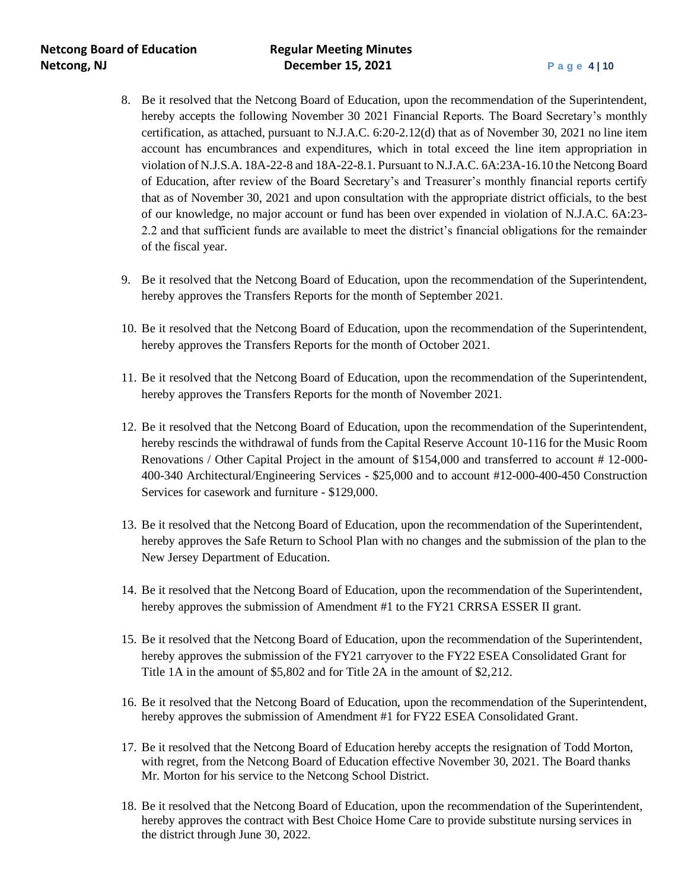8. Be it resolved that the Netcong Board of Education, upon the recommendation of the Superintendent, hereby accepts the following November 30 2021 Financial Reports. The Board Secretary's monthly certification, as attached, pursuant to N.J.A.C. 6:20-2.12(d) that as of November 30, 2021 no line item account has encumbrances and expenditures, which in total exceed the line item appropriation in violation of N.J.S.A. 18A-22-8 and 18A-22-8.1. Pursuant to N.J.A.C. 6A:23A-16.10 the Netcong Board of Education, after review of the Board Secretary's and Treasurer's monthly financial reports certify that as of November 30, 2021 and upon consultation with the appropriate district officials, to the best of our knowledge, no major account or fund has been over expended in violation of N.J.A.C. 6A:23-2.2 and that sufficient funds are available to meet the district's financial obligations for the remainder of the fiscal year.

9. Be it resolved that the Netcong Board of Education, upon the recommendation of the Superintendent, hereby approves the Transfers Reports for the month of September 2021.

10. Be it resolved that the Netcong Board of Education, upon the recommendation of the Superintendent, hereby approves the Transfers Reports for the month of October 2021.

11. Be it resolved that the Netcong Board of Education, upon the recommendation of the Superintendent, hereby approves the Transfers Reports for the month of November 2021.

12. Be it resolved that the Netcong Board of Education, upon the recommendation of the Superintendent, hereby rescinds the withdrawal of funds from the Capital Reserve Account 10-116 for the Music Room Renovations / Other Capital Project in the amount of $154,000 and transferred to account # 12-000-400-340 Architectural/Engineering Services - $25,000 and to account #12-000-400-450 Construction Services for casework and furniture - $129,000.

13. Be it resolved that the Netcong Board of Education, upon the recommendation of the Superintendent, hereby approves the Safe Return to School Plan with no changes and the submission of the plan to the New Jersey Department of Education.

14. Be it resolved that the Netcong Board of Education, upon the recommendation of the Superintendent, hereby approves the submission of Amendment #1 to the FY21 CRRSA ESSER II grant.

15. Be it resolved that the Netcong Board of Education, upon the recommendation of the Superintendent, hereby approves the submission of the FY21 carryover to the FY22 ESEA Consolidated Grant for Title 1A in the amount of $5,802 and for Title 2A in the amount of $2,212.

16. Be it resolved that the Netcong Board of Education, upon the recommendation of the Superintendent, hereby approves the submission of Amendment #1 for FY22 ESEA Consolidated Grant.

17. Be it resolved that the Netcong Board of Education hereby accepts the resignation of Todd Morton, with regret, from the Netcong Board of Education effective November 30, 2021. The Board thanks Mr. Morton for his service to the Netcong School District.

18. Be it resolved that the Netcong Board of Education, upon the recommendation of the Superintendent, hereby approves the contract with Best Choice Home Care to provide substitute nursing services in the district through June 30, 2022.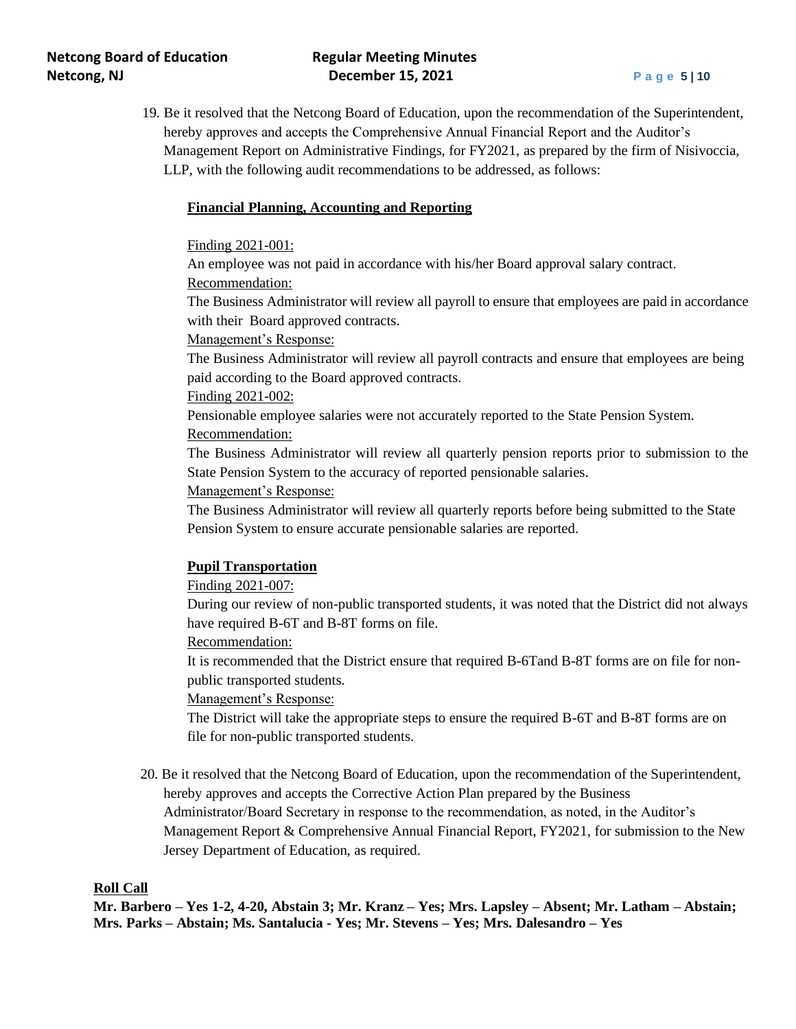19. Be it resolved that the Netcong Board of Education, upon the recommendation of the Superintendent, hereby approves and accepts the Comprehensive Annual Financial Report and the Auditor's Management Report on Administrative Findings, for FY2021, as prepared by the firm of Nisivoccia, LLP, with the following audit recommendations to be addressed, as follows:

    **Financial Planning, Accounting and Reporting**

    Finding 2021-001:
    An employee was not paid in accordance with his/her Board approval salary contract.
    Recommendation:
    The Business Administrator will review all payroll to ensure that employees are paid in accordance with their Board approved contracts.
    Management's Response:
    The Business Administrator will review all payroll contracts and ensure that employees are being paid according to the Board approved contracts.
    Finding 2021-002:
    Pensionable employee salaries were not accurately reported to the State Pension System.
    Recommendation:
    The Business Administrator will review all quarterly pension reports prior to submission to the State Pension System to the accuracy of reported pensionable salaries.
    Management's Response:
    The Business Administrator will review all quarterly reports before being submitted to the State Pension System to ensure accurate pensionable salaries are reported.

    **Pupil Transportation**
    Finding 2021-007:
    During our review of non-public transported students, it was noted that the District did not always have required B-6T and B-8T forms on file.
    Recommendation:
    It is recommended that the District ensure that required B-6Tand B-8T forms are on file for non-public transported students.
    Management's Response:
    The District will take the appropriate steps to ensure the required B-6T and B-8T forms are on file for non-public transported students.

20. Be it resolved that the Netcong Board of Education, upon the recommendation of the Superintendent, hereby approves and accepts the Corrective Action Plan prepared by the Business Administrator/Board Secretary in response to the recommendation, as noted, in the Auditor's Management Report & Comprehensive Annual Financial Report, FY2021, for submission to the New Jersey Department of Education, as required.

**Roll Call**

**Mr. Barbero – Yes 1-2, 4-20, Abstain 3; Mr. Kranz – Yes; Mrs. Lapsley – Absent; Mr. Latham – Abstain; Mrs. Parks – Abstain; Ms. Santalucia - Yes; Mr. Stevens – Yes; Mrs. Dalesandro – Yes**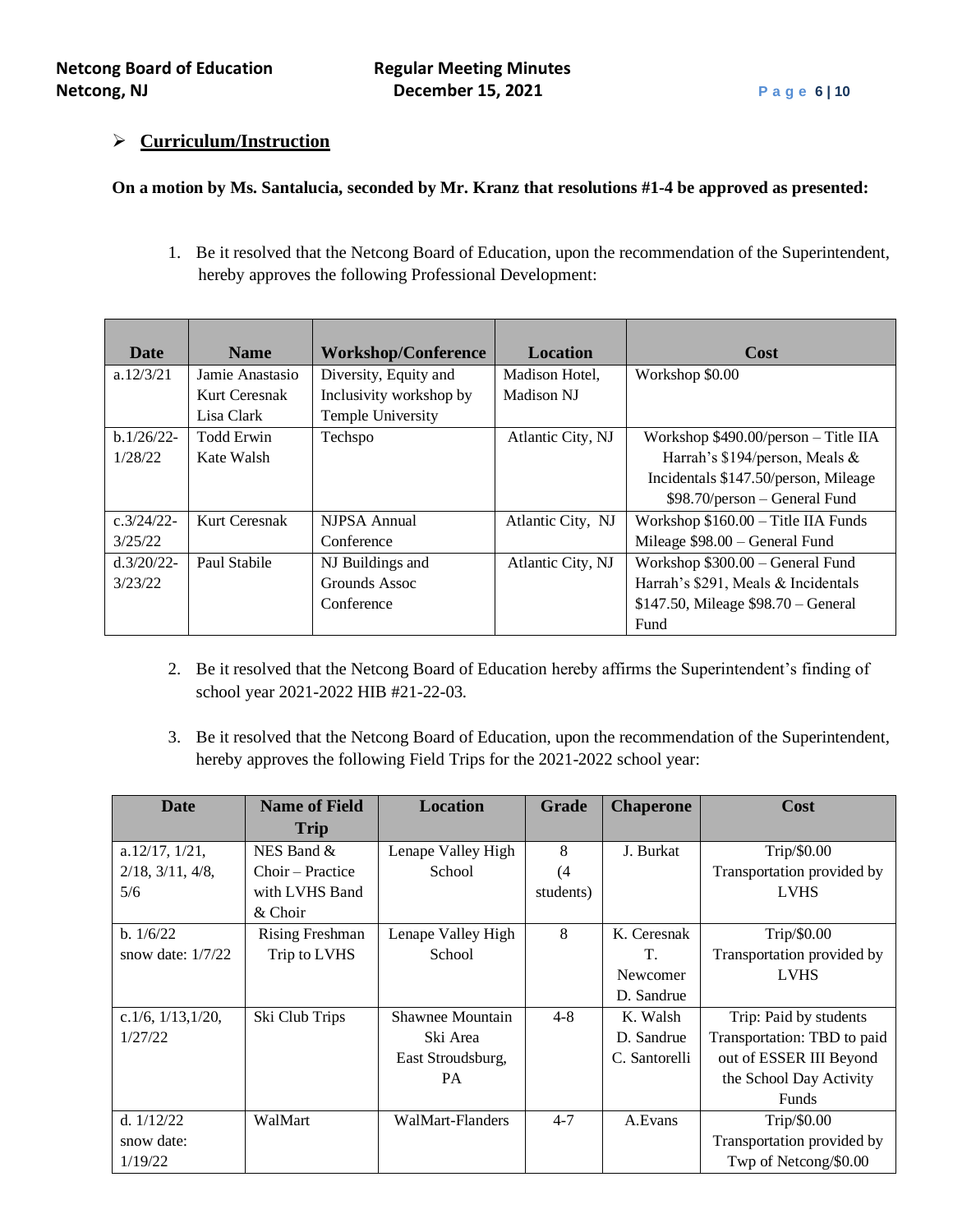- **Curriculum/Instruction**

**On a motion by Ms. Santalucia, seconded by Mr. Kranz that resolutions #1-4 be approved as presented:**

1. Be it resolved that the Netcong Board of Education, upon the recommendation of the Superintendent, hereby approves the following Professional Development:

| Date | Name | Workshop/Conference | Location | Cost |
|---|---|---|---|---|
| a.12/3/21 | Jamie Anastasio<br>Kurt Ceresnak<br>Lisa Clark | Diversity, Equity and Inclusivity workshop by Temple University | Madison Hotel, Madison NJ | Workshop $0.00 |
| b.1/26/22-1/28/22 | Todd Erwin<br>Kate Walsh | Techspo | Atlantic City, NJ | Workshop $490.00/person – Title IIA Harrah's $194/person, Meals & Incidentals $147.50/person, Mileage $98.70/person – General Fund |
| c.3/24/22-3/25/22 | Kurt Ceresnak | NJPSA Annual Conference | Atlantic City, NJ | Workshop $160.00 – Title IIA Funds Mileage $98.00 – General Fund |
| d.3/20/22-3/23/22 | Paul Stabile | NJ Buildings and Grounds Assoc Conference | Atlantic City, NJ | Workshop $300.00 – General Fund Harrah's $291, Meals & Incidentals $147.50, Mileage $98.70 – General Fund |

2. Be it resolved that the Netcong Board of Education hereby affirms the Superintendent's finding of school year 2021-2022 HIB #21-22-03.

3. Be it resolved that the Netcong Board of Education, upon the recommendation of the Superintendent, hereby approves the following Field Trips for the 2021-2022 school year:

| Date | Name of Field Trip | Location | Grade | Chaperone | Cost |
|---|---|---|---|---|---|
| a.12/17, 1/21, 2/18, 3/11, 4/8, 5/6 | NES Band & Choir – Practice with LVHS Band & Choir | Lenape Valley High School | 8 (4 students) | J. Burkat | Trip/$0.00 Transportation provided by LVHS |
| b. 1/6/22 snow date: 1/7/22 | Rising Freshman Trip to LVHS | Lenape Valley High School | 8 | K. Ceresnak<br>T. Newcomer<br>D. Sandrue | Trip/$0.00 Transportation provided by LVHS |
| c.1/6, 1/13,1/20, 1/27/22 | Ski Club Trips | Shawnee Mountain Ski Area East Stroudsburg, PA | 4-8 | K. Walsh<br>D. Sandrue<br>C. Santorelli | Trip: Paid by students Transportation: TBD to paid out of ESSER III Beyond the School Day Activity Funds |
| d. 1/12/22 snow date: 1/19/22 | WalMart | WalMart-Flanders | 4-7 | A.Evans | Trip/$0.00 Transportation provided by Twp of Netcong/$0.00 |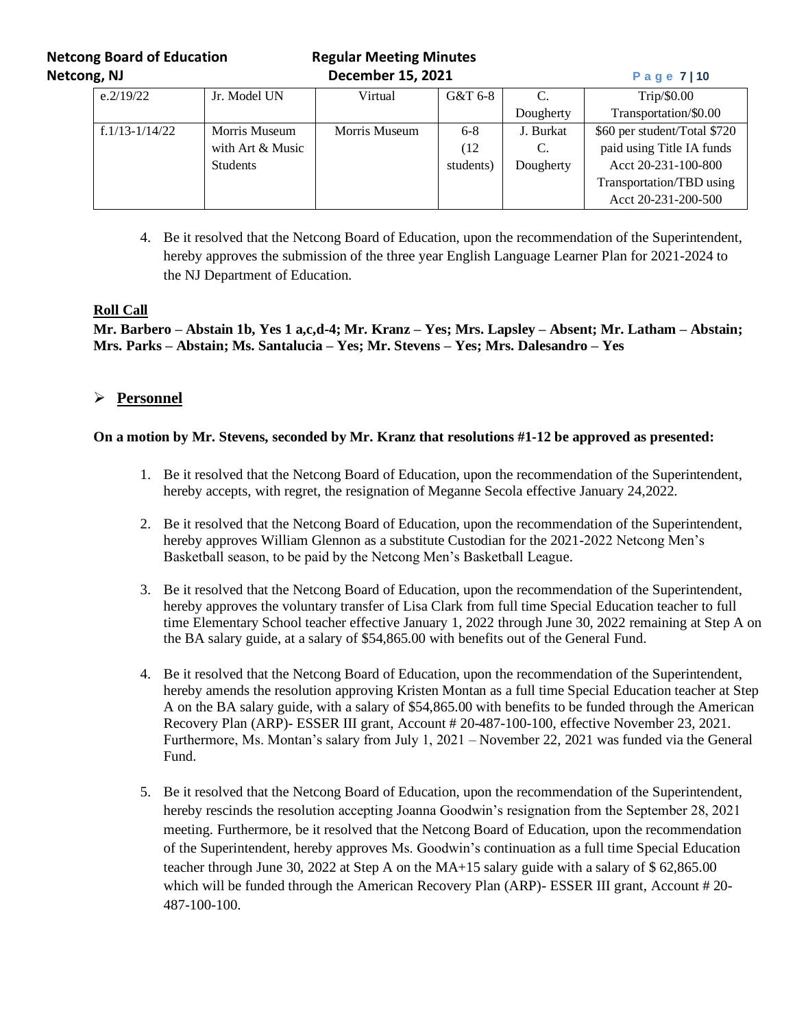| e.2/19/22 | Jr. Model UN | Virtual | G&T 6-8 | C. Dougherty | Trip/$0.00 Transportation/$0.00 |
|---|---|---|---|---|---|
| f.1/13-1/14/22 | Morris Museum with Art & Music Students | Morris Museum | 6-8 (12 students) | J. Burkat C. Dougherty | $60 per student/Total $720 paid using Title IA funds Acct 20-231-100-800 Transportation/TBD using Acct 20-231-200-500 |

4. Be it resolved that the Netcong Board of Education, upon the recommendation of the Superintendent, hereby approves the submission of the three year English Language Learner Plan for 2021-2024 to the NJ Department of Education.

**Roll Call**

**Mr. Barbero – Abstain 1b, Yes 1 a,c,d-4; Mr. Kranz – Yes; Mrs. Lapsley – Absent; Mr. Latham – Abstain; Mrs. Parks – Abstain; Ms. Santalucia – Yes; Mr. Stevens – Yes; Mrs. Dalesandro – Yes**

## ➢ Personnel

**On a motion by Mr. Stevens, seconded by Mr. Kranz that resolutions #1-12 be approved as presented:**

1. Be it resolved that the Netcong Board of Education, upon the recommendation of the Superintendent, hereby accepts, with regret, the resignation of Meganne Secola effective January 24,2022.

2. Be it resolved that the Netcong Board of Education, upon the recommendation of the Superintendent, hereby approves William Glennon as a substitute Custodian for the 2021-2022 Netcong Men's Basketball season, to be paid by the Netcong Men's Basketball League.

3. Be it resolved that the Netcong Board of Education, upon the recommendation of the Superintendent, hereby approves the voluntary transfer of Lisa Clark from full time Special Education teacher to full time Elementary School teacher effective January 1, 2022 through June 30, 2022 remaining at Step A on the BA salary guide, at a salary of $54,865.00 with benefits out of the General Fund.

4. Be it resolved that the Netcong Board of Education, upon the recommendation of the Superintendent, hereby amends the resolution approving Kristen Montan as a full time Special Education teacher at Step A on the BA salary guide, with a salary of $54,865.00 with benefits to be funded through the American Recovery Plan (ARP)- ESSER III grant, Account # 20-487-100-100, effective November 23, 2021. Furthermore, Ms. Montan's salary from July 1, 2021 – November 22, 2021 was funded via the General Fund.

5. Be it resolved that the Netcong Board of Education, upon the recommendation of the Superintendent, hereby rescinds the resolution accepting Joanna Goodwin's resignation from the September 28, 2021 meeting. Furthermore, be it resolved that the Netcong Board of Education, upon the recommendation of the Superintendent, hereby approves Ms. Goodwin's continuation as a full time Special Education teacher through June 30, 2022 at Step A on the MA+15 salary guide with a salary of $ 62,865.00 which will be funded through the American Recovery Plan (ARP)- ESSER III grant, Account # 20-487-100-100.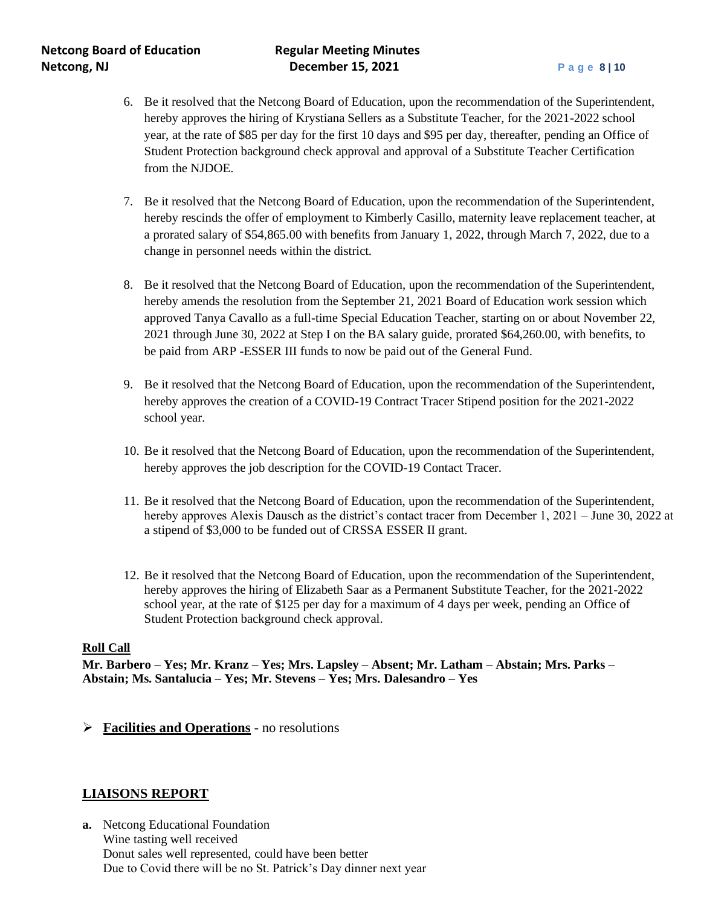6. Be it resolved that the Netcong Board of Education, upon the recommendation of the Superintendent, hereby approves the hiring of Krystiana Sellers as a Substitute Teacher, for the 2021-2022 school year, at the rate of $85 per day for the first 10 days and $95 per day, thereafter, pending an Office of Student Protection background check approval and approval of a Substitute Teacher Certification from the NJDOE.

7. Be it resolved that the Netcong Board of Education, upon the recommendation of the Superintendent, hereby rescinds the offer of employment to Kimberly Casillo, maternity leave replacement teacher, at a prorated salary of $54,865.00 with benefits from January 1, 2022, through March 7, 2022, due to a change in personnel needs within the district.

8. Be it resolved that the Netcong Board of Education, upon the recommendation of the Superintendent, hereby amends the resolution from the September 21, 2021 Board of Education work session which approved Tanya Cavallo as a full-time Special Education Teacher, starting on or about November 22, 2021 through June 30, 2022 at Step I on the BA salary guide, prorated $64,260.00, with benefits, to be paid from ARP -ESSER III funds to now be paid out of the General Fund.

9. Be it resolved that the Netcong Board of Education, upon the recommendation of the Superintendent, hereby approves the creation of a COVID-19 Contract Tracer Stipend position for the 2021-2022 school year.

10. Be it resolved that the Netcong Board of Education, upon the recommendation of the Superintendent, hereby approves the job description for the COVID-19 Contact Tracer.

11. Be it resolved that the Netcong Board of Education, upon the recommendation of the Superintendent, hereby approves Alexis Dausch as the district's contact tracer from December 1, 2021 – June 30, 2022 at a stipend of $3,000 to be funded out of CRSSA ESSER II grant.

12. Be it resolved that the Netcong Board of Education, upon the recommendation of the Superintendent, hereby approves the hiring of Elizabeth Saar as a Permanent Substitute Teacher, for the 2021-2022 school year, at the rate of $125 per day for a maximum of 4 days per week, pending an Office of Student Protection background check approval.

**Roll Call**

**Mr. Barbero – Yes; Mr. Kranz – Yes; Mrs. Lapsley – Absent; Mr. Latham – Abstain; Mrs. Parks – Abstain; Ms. Santalucia – Yes; Mr. Stevens – Yes; Mrs. Dalesandro – Yes**

- **Facilities and Operations** - no resolutions

## LIAISONS REPORT

**a.** Netcong Educational Foundation
Wine tasting well received
Donut sales well represented, could have been better
Due to Covid there will be no St. Patrick's Day dinner next year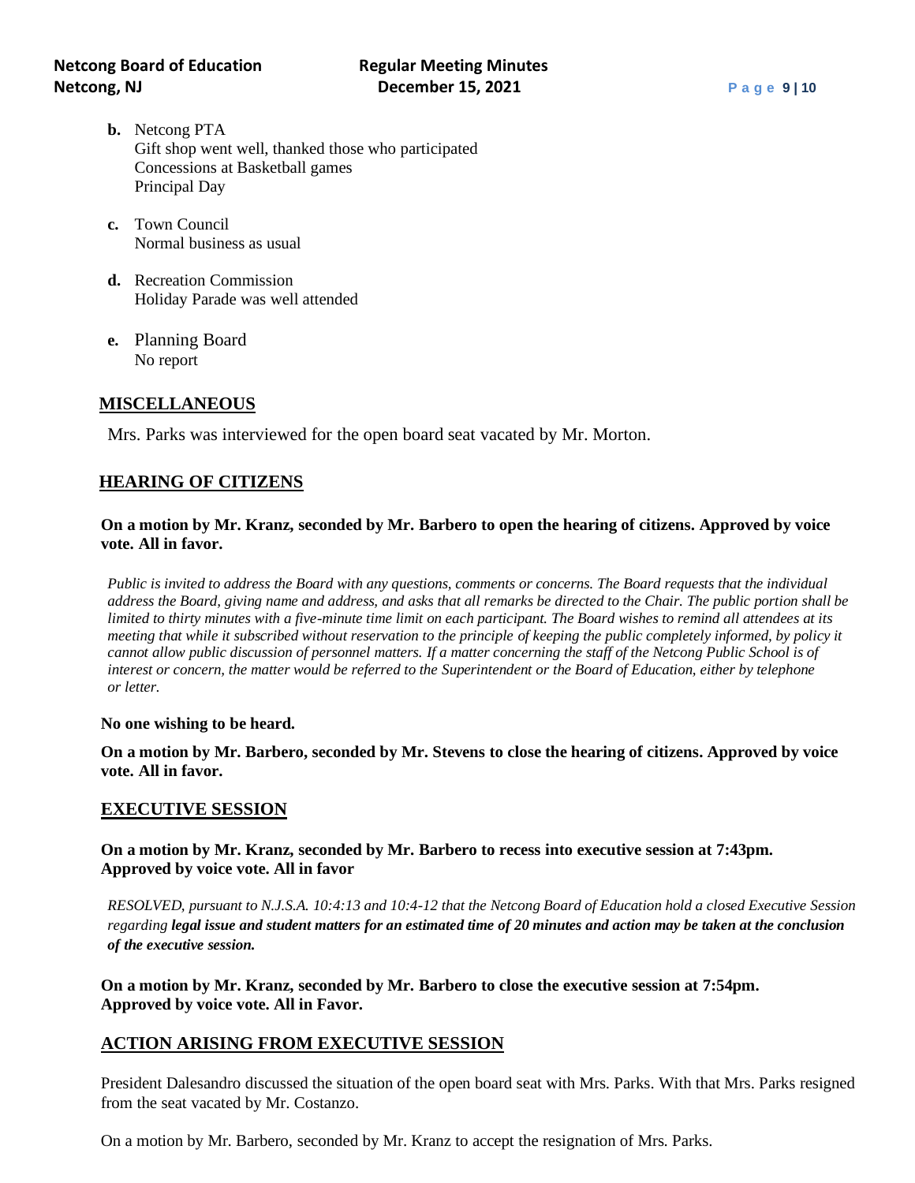**b.** Netcong PTA
Gift shop went well, thanked those who participated
Concessions at Basketball games
Principal Day

**c.** Town Council
Normal business as usual

**d.** Recreation Commission
Holiday Parade was well attended

**e.** Planning Board
No report

## MISCELLANEOUS

Mrs. Parks was interviewed for the open board seat vacated by Mr. Morton.

## HEARING OF CITIZENS

**On a motion by Mr. Kranz, seconded by Mr. Barbero to open the hearing of citizens. Approved by voice vote. All in favor.**

*Public is invited to address the Board with any questions, comments or concerns. The Board requests that the individual address the Board, giving name and address, and asks that all remarks be directed to the Chair. The public portion shall be limited to thirty minutes with a five-minute time limit on each participant. The Board wishes to remind all attendees at its meeting that while it subscribed without reservation to the principle of keeping the public completely informed, by policy it cannot allow public discussion of personnel matters. If a matter concerning the staff of the Netcong Public School is of interest or concern, the matter would be referred to the Superintendent or the Board of Education, either by telephone or letter.*

**No one wishing to be heard.**

**On a motion by Mr. Barbero, seconded by Mr. Stevens to close the hearing of citizens. Approved by voice vote. All in favor.**

## EXECUTIVE SESSION

**On a motion by Mr. Kranz, seconded by Mr. Barbero to recess into executive session at 7:43pm. Approved by voice vote. All in favor**

*RESOLVED, pursuant to N.J.S.A. 10:4:13 and 10:4-12 that the Netcong Board of Education hold a closed Executive Session regarding* ***legal issue and student matters for an estimated time of 20 minutes and action may be taken at the conclusion of the executive session.***

**On a motion by Mr. Kranz, seconded by Mr. Barbero to close the executive session at 7:54pm. Approved by voice vote. All in Favor.**

## ACTION ARISING FROM EXECUTIVE SESSION

President Dalesandro discussed the situation of the open board seat with Mrs. Parks. With that Mrs. Parks resigned from the seat vacated by Mr. Costanzo.

On a motion by Mr. Barbero, seconded by Mr. Kranz to accept the resignation of Mrs. Parks.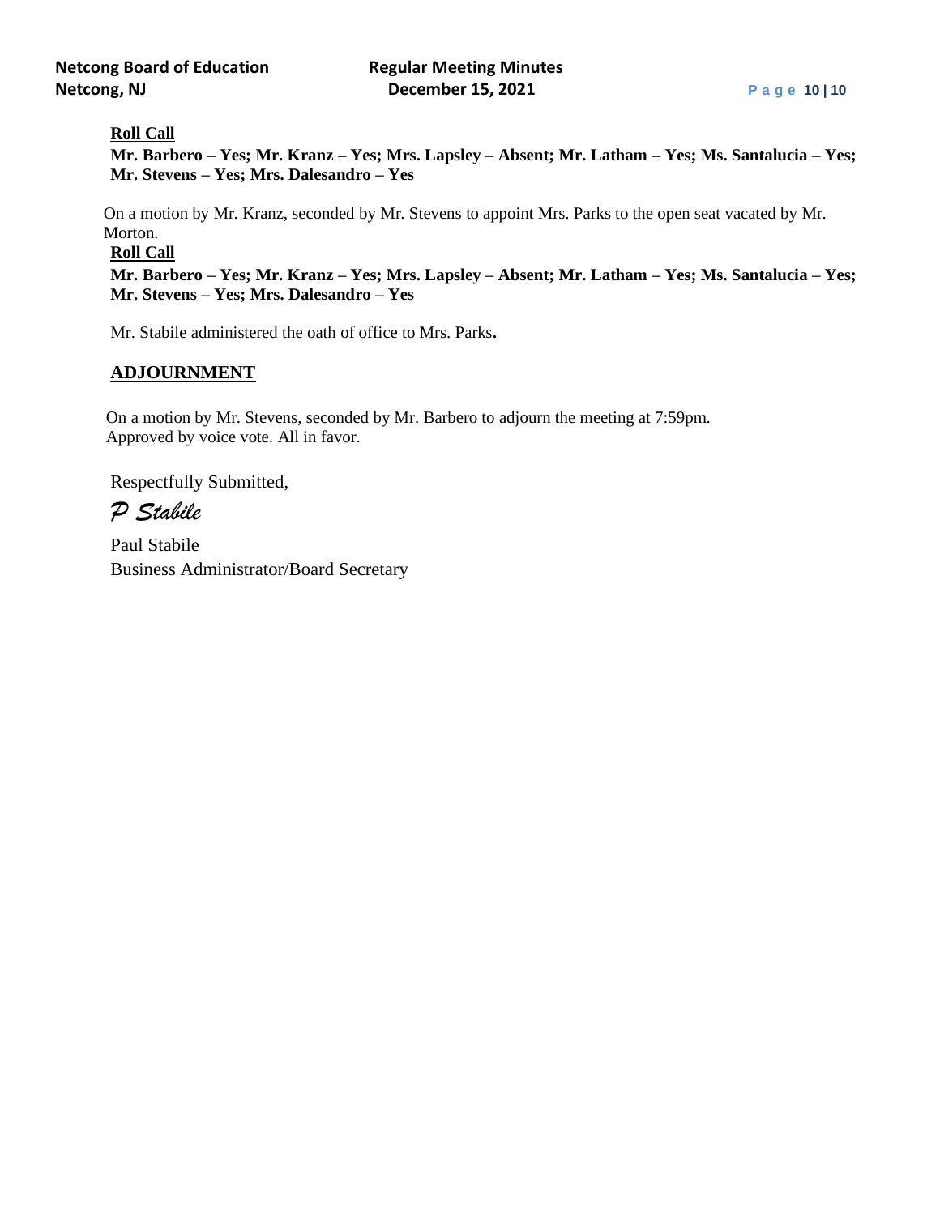**Roll Call**

**Mr. Barbero – Yes; Mr. Kranz – Yes; Mrs. Lapsley – Absent; Mr. Latham – Yes; Ms. Santalucia – Yes; Mr. Stevens – Yes; Mrs. Dalesandro – Yes**

On a motion by Mr. Kranz, seconded by Mr. Stevens to appoint Mrs. Parks to the open seat vacated by Mr. Morton.

**Roll Call**

**Mr. Barbero – Yes; Mr. Kranz – Yes; Mrs. Lapsley – Absent; Mr. Latham – Yes; Ms. Santalucia – Yes; Mr. Stevens – Yes; Mrs. Dalesandro – Yes**

Mr. Stabile administered the oath of office to Mrs. Parks.

## ADJOURNMENT

On a motion by Mr. Stevens, seconded by Mr. Barbero to adjourn the meeting at 7:59pm. Approved by voice vote. All in favor.

Respectfully Submitted,

*P Stabile*

Paul Stabile
Business Administrator/Board Secretary